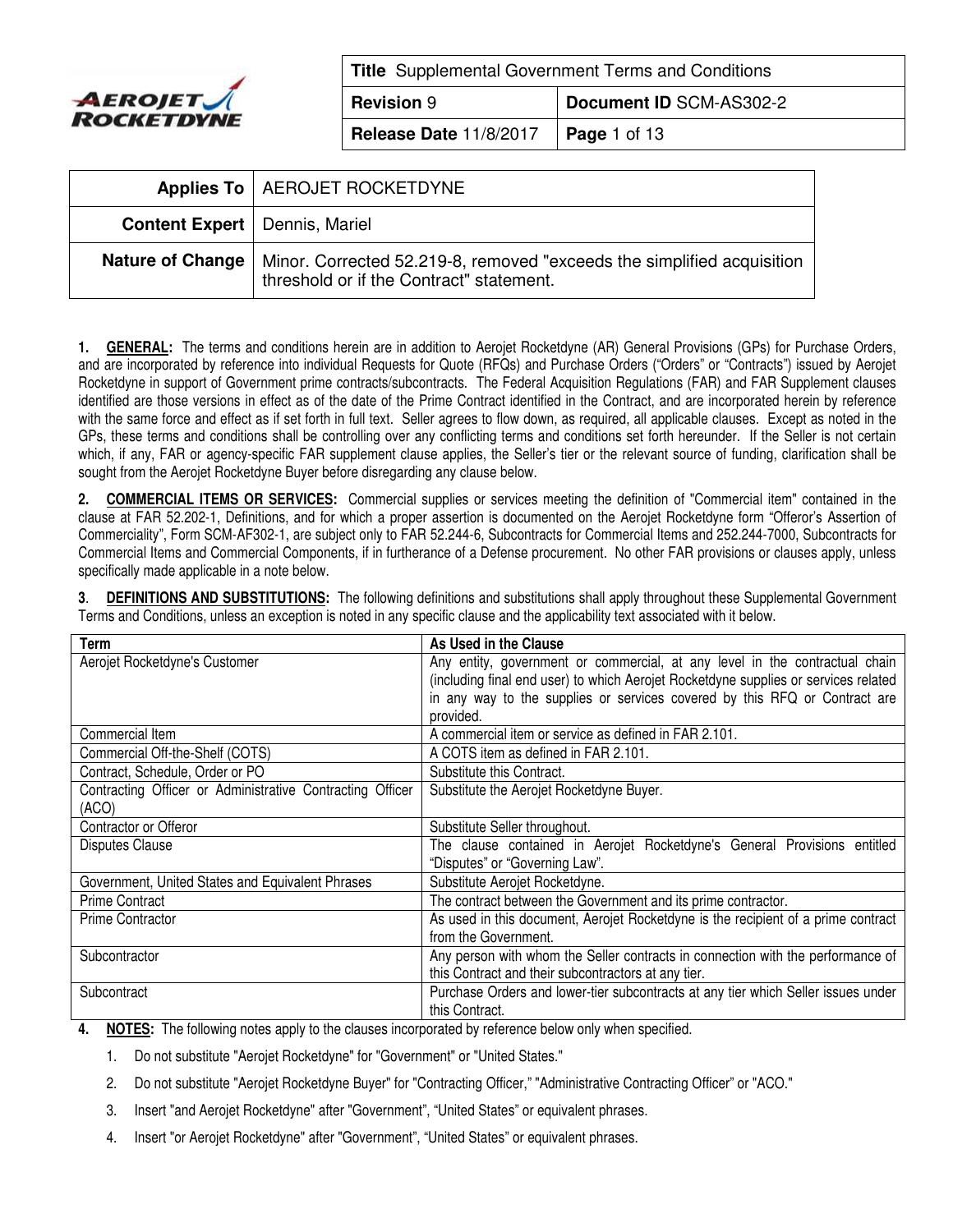| **Title** Supplemental Government Terms and Conditions | |
|---|---|
| **Revision** 9 | **Document ID** SCM-AS302-2 |
| **Release Date** 11/8/2017 | |

| | |
|---|---|
| **Applies To** | AEROJET ROCKETDYNE |
| **Content Expert** | Dennis, Mariel |
| **Nature of Change** | Minor. Corrected 52.219-8, removed "exceeds the simplified acquisition threshold or if the Contract" statement. |

**1. GENERAL:** The terms and conditions herein are in addition to Aerojet Rocketdyne (AR) General Provisions (GPs) for Purchase Orders, and are incorporated by reference into individual Requests for Quote (RFQs) and Purchase Orders ("Orders" or "Contracts") issued by Aerojet Rocketdyne in support of Government prime contracts/subcontracts. The Federal Acquisition Regulations (FAR) and FAR Supplement clauses identified are those versions in effect as of the date of the Prime Contract identified in the Contract, and are incorporated herein by reference with the same force and effect as if set forth in full text. Seller agrees to flow down, as required, all applicable clauses. Except as noted in the GPs, these terms and conditions shall be controlling over any conflicting terms and conditions set forth hereunder. If the Seller is not certain which, if any, FAR or agency-specific FAR supplement clause applies, the Seller's tier or the relevant source of funding, clarification shall be sought from the Aerojet Rocketdyne Buyer before disregarding any clause below.

**2. COMMERCIAL ITEMS OR SERVICES:** Commercial supplies or services meeting the definition of "Commercial item" contained in the clause at FAR 52.202-1, Definitions, and for which a proper assertion is documented on the Aerojet Rocketdyne form "Offeror's Assertion of Commerciality", Form SCM-AF302-1, are subject only to FAR 52.244-6, Subcontracts for Commercial Items and 252.244-7000, Subcontracts for Commercial Items and Commercial Components, if in furtherance of a Defense procurement. No other FAR provisions or clauses apply, unless specifically made applicable in a note below.

**3. DEFINITIONS AND SUBSTITUTIONS:** The following definitions and substitutions shall apply throughout these Supplemental Government Terms and Conditions, unless an exception is noted in any specific clause and the applicability text associated with it below.

| Term | As Used in the Clause |
|---|---|
| Aerojet Rocketdyne's Customer | Any entity, government or commercial, at any level in the contractual chain (including final end user) to which Aerojet Rocketdyne supplies or services related in any way to the supplies or services covered by this RFQ or Contract are provided. |
| Commercial Item | A commercial item or service as defined in FAR 2.101. |
| Commercial Off-the-Shelf (COTS) | A COTS item as defined in FAR 2.101. |
| Contract, Schedule, Order or PO | Substitute this Contract. |
| Contracting Officer or Administrative Contracting Officer (ACO) | Substitute the Aerojet Rocketdyne Buyer. |
| Contractor or Offeror | Substitute Seller throughout. |
| Disputes Clause | The clause contained in Aerojet Rocketdyne's General Provisions entitled "Disputes" or "Governing Law". |
| Government, United States and Equivalent Phrases | Substitute Aerojet Rocketdyne. |
| Prime Contract | The contract between the Government and its prime contractor. |
| Prime Contractor | As used in this document, Aerojet Rocketdyne is the recipient of a prime contract from the Government. |
| Subcontractor | Any person with whom the Seller contracts in connection with the performance of this Contract and their subcontractors at any tier. |
| Subcontract | Purchase Orders and lower-tier subcontracts at any tier which Seller issues under this Contract. |

**4. NOTES:** The following notes apply to the clauses incorporated by reference below only when specified.

1. Do not substitute "Aerojet Rocketdyne" for "Government" or "United States."
2. Do not substitute "Aerojet Rocketdyne Buyer" for "Contracting Officer," "Administrative Contracting Officer" or "ACO."
3. Insert "and Aerojet Rocketdyne" after "Government", "United States" or equivalent phrases.
4. Insert "or Aerojet Rocketdyne" after "Government", "United States" or equivalent phrases.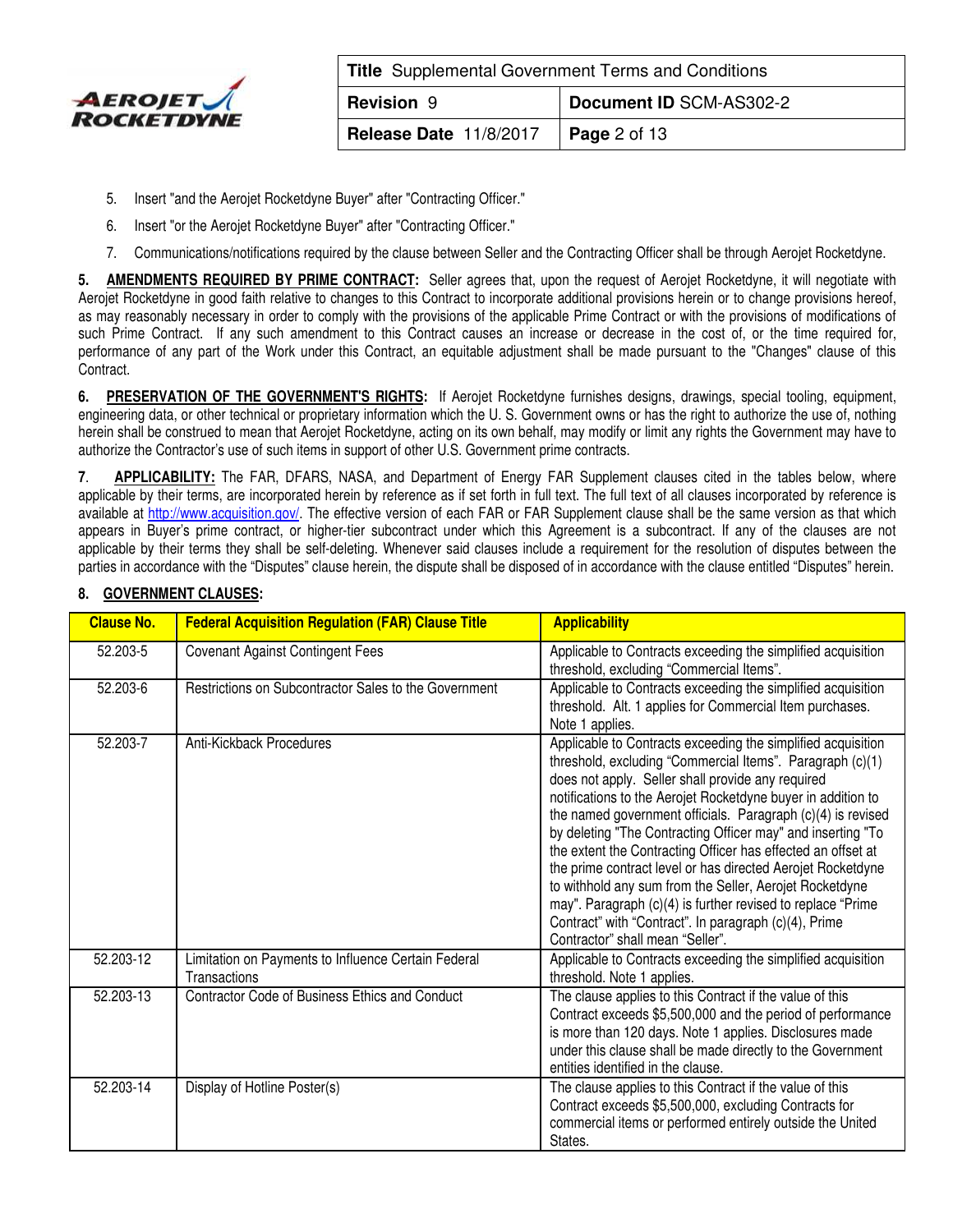5. Insert "and the Aerojet Rocketdyne Buyer" after "Contracting Officer."

6. Insert "or the Aerojet Rocketdyne Buyer" after "Contracting Officer."

7. Communications/notifications required by the clause between Seller and the Contracting Officer shall be through Aerojet Rocketdyne.

**5. AMENDMENTS REQUIRED BY PRIME CONTRACT:** Seller agrees that, upon the request of Aerojet Rocketdyne, it will negotiate with Aerojet Rocketdyne in good faith relative to changes to this Contract to incorporate additional provisions herein or to change provisions hereof, as may reasonably necessary in order to comply with the provisions of the applicable Prime Contract or with the provisions of modifications of such Prime Contract. If any such amendment to this Contract causes an increase or decrease in the cost of, or the time required for, performance of any part of the Work under this Contract, an equitable adjustment shall be made pursuant to the "Changes" clause of this Contract.

**6. PRESERVATION OF THE GOVERNMENT'S RIGHTS:** If Aerojet Rocketdyne furnishes designs, drawings, special tooling, equipment, engineering data, or other technical or proprietary information which the U. S. Government owns or has the right to authorize the use of, nothing herein shall be construed to mean that Aerojet Rocketdyne, acting on its own behalf, may modify or limit any rights the Government may have to authorize the Contractor's use of such items in support of other U.S. Government prime contracts.

**7. APPLICABILITY:** The FAR, DFARS, NASA, and Department of Energy FAR Supplement clauses cited in the tables below, where applicable by their terms, are incorporated herein by reference as if set forth in full text. The full text of all clauses incorporated by reference is available at http://www.acquisition.gov/. The effective version of each FAR or FAR Supplement clause shall be the same version as that which appears in Buyer's prime contract, or higher-tier subcontract under which this Agreement is a subcontract. If any of the clauses are not applicable by their terms they shall be self-deleting. Whenever said clauses include a requirement for the resolution of disputes between the parties in accordance with the "Disputes" clause herein, the dispute shall be disposed of in accordance with the clause entitled "Disputes" herein.

**8. GOVERNMENT CLAUSES:**

| Clause No. | Federal Acquisition Regulation (FAR) Clause Title | Applicability |
|---|---|---|
| 52.203-5 | Covenant Against Contingent Fees | Applicable to Contracts exceeding the simplified acquisition threshold, excluding "Commercial Items". |
| 52.203-6 | Restrictions on Subcontractor Sales to the Government | Applicable to Contracts exceeding the simplified acquisition threshold. Alt. 1 applies for Commercial Item purchases. Note 1 applies. |
| 52.203-7 | Anti-Kickback Procedures | Applicable to Contracts exceeding the simplified acquisition threshold, excluding "Commercial Items". Paragraph (c)(1) does not apply. Seller shall provide any required notifications to the Aerojet Rocketdyne buyer in addition to the named government officials. Paragraph (c)(4) is revised by deleting "The Contracting Officer may" and inserting "To the extent the Contracting Officer has effected an offset at the prime contract level or has directed Aerojet Rocketdyne to withhold any sum from the Seller, Aerojet Rocketdyne may". Paragraph (c)(4) is further revised to replace "Prime Contract" with "Contract". In paragraph (c)(4), Prime Contractor" shall mean "Seller". |
| 52.203-12 | Limitation on Payments to Influence Certain Federal Transactions | Applicable to Contracts exceeding the simplified acquisition threshold. Note 1 applies. |
| 52.203-13 | Contractor Code of Business Ethics and Conduct | The clause applies to this Contract if the value of this Contract exceeds $5,500,000 and the period of performance is more than 120 days. Note 1 applies. Disclosures made under this clause shall be made directly to the Government entities identified in the clause. |
| 52.203-14 | Display of Hotline Poster(s) | The clause applies to this Contract if the value of this Contract exceeds $5,500,000, excluding Contracts for commercial items or performed entirely outside the United States. |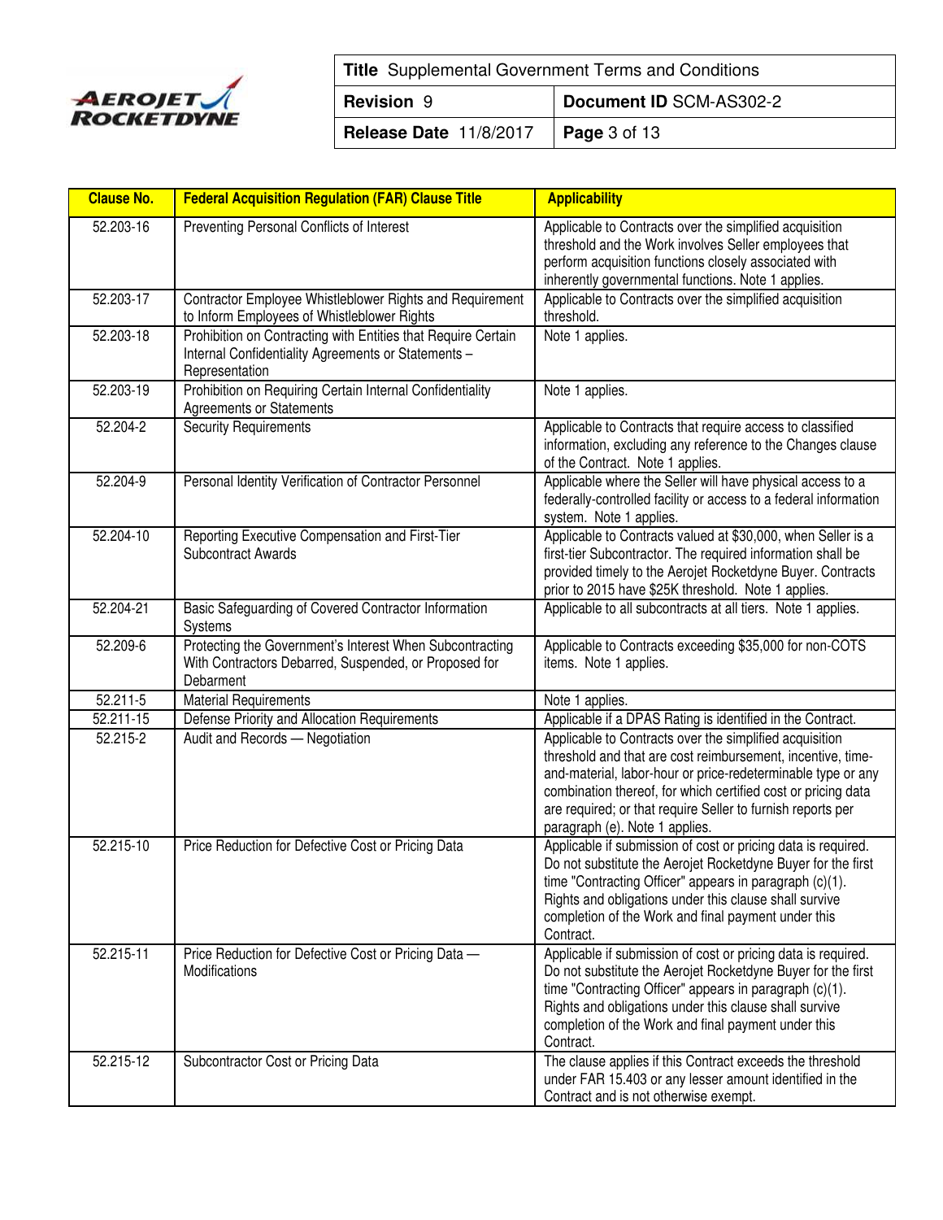| Clause No. | Federal Acquisition Regulation (FAR) Clause Title | Applicability |
|---|---|---|
| 52.203-16 | Preventing Personal Conflicts of Interest | Applicable to Contracts over the simplified acquisition threshold and the Work involves Seller employees that perform acquisition functions closely associated with inherently governmental functions. Note 1 applies. |
| 52.203-17 | Contractor Employee Whistleblower Rights and Requirement to Inform Employees of Whistleblower Rights | Applicable to Contracts over the simplified acquisition threshold. |
| 52.203-18 | Prohibition on Contracting with Entities that Require Certain Internal Confidentiality Agreements or Statements – Representation | Note 1 applies. |
| 52.203-19 | Prohibition on Requiring Certain Internal Confidentiality Agreements or Statements | Note 1 applies. |
| 52.204-2 | Security Requirements | Applicable to Contracts that require access to classified information, excluding any reference to the Changes clause of the Contract. Note 1 applies. |
| 52.204-9 | Personal Identity Verification of Contractor Personnel | Applicable where the Seller will have physical access to a federally-controlled facility or access to a federal information system. Note 1 applies. |
| 52.204-10 | Reporting Executive Compensation and First-Tier Subcontract Awards | Applicable to Contracts valued at $30,000, when Seller is a first-tier Subcontractor. The required information shall be provided timely to the Aerojet Rocketdyne Buyer. Contracts prior to 2015 have $25K threshold. Note 1 applies. |
| 52.204-21 | Basic Safeguarding of Covered Contractor Information Systems | Applicable to all subcontracts at all tiers. Note 1 applies. |
| 52.209-6 | Protecting the Government's Interest When Subcontracting With Contractors Debarred, Suspended, or Proposed for Debarment | Applicable to Contracts exceeding $35,000 for non-COTS items. Note 1 applies. |
| 52.211-5 | Material Requirements | Note 1 applies. |
| 52.211-15 | Defense Priority and Allocation Requirements | Applicable if a DPAS Rating is identified in the Contract. |
| 52.215-2 | Audit and Records — Negotiation | Applicable to Contracts over the simplified acquisition threshold and that are cost reimbursement, incentive, time-and-material, labor-hour or price-redeterminable type or any combination thereof, for which certified cost or pricing data are required; or that require Seller to furnish reports per paragraph (e). Note 1 applies. |
| 52.215-10 | Price Reduction for Defective Cost or Pricing Data | Applicable if submission of cost or pricing data is required. Do not substitute the Aerojet Rocketdyne Buyer for the first time "Contracting Officer" appears in paragraph (c)(1). Rights and obligations under this clause shall survive completion of the Work and final payment under this Contract. |
| 52.215-11 | Price Reduction for Defective Cost or Pricing Data — Modifications | Applicable if submission of cost or pricing data is required. Do not substitute the Aerojet Rocketdyne Buyer for the first time "Contracting Officer" appears in paragraph (c)(1). Rights and obligations under this clause shall survive completion of the Work and final payment under this Contract. |
| 52.215-12 | Subcontractor Cost or Pricing Data | The clause applies if this Contract exceeds the threshold under FAR 15.403 or any lesser amount identified in the Contract and is not otherwise exempt. |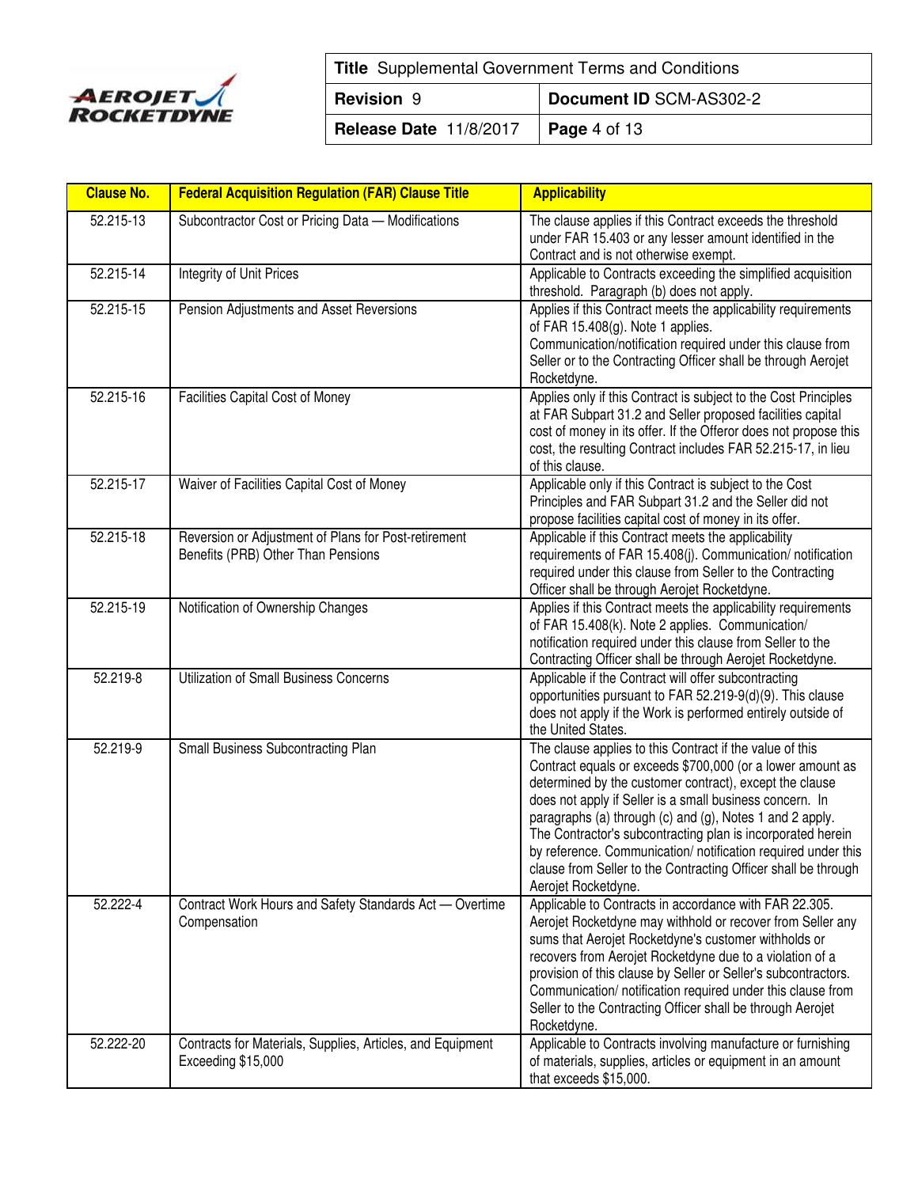| Clause No. | Federal Acquisition Regulation (FAR) Clause Title | Applicability |
|---|---|---|
| 52.215-13 | Subcontractor Cost or Pricing Data — Modifications | The clause applies if this Contract exceeds the threshold under FAR 15.403 or any lesser amount identified in the Contract and is not otherwise exempt. |
| 52.215-14 | Integrity of Unit Prices | Applicable to Contracts exceeding the simplified acquisition threshold. Paragraph (b) does not apply. |
| 52.215-15 | Pension Adjustments and Asset Reversions | Applies if this Contract meets the applicability requirements of FAR 15.408(g). Note 1 applies. Communication/notification required under this clause from Seller or to the Contracting Officer shall be through Aerojet Rocketdyne. |
| 52.215-16 | Facilities Capital Cost of Money | Applies only if this Contract is subject to the Cost Principles at FAR Subpart 31.2 and Seller proposed facilities capital cost of money in its offer. If the Offeror does not propose this cost, the resulting Contract includes FAR 52.215-17, in lieu of this clause. |
| 52.215-17 | Waiver of Facilities Capital Cost of Money | Applicable only if this Contract is subject to the Cost Principles and FAR Subpart 31.2 and the Seller did not propose facilities capital cost of money in its offer. |
| 52.215-18 | Reversion or Adjustment of Plans for Post-retirement Benefits (PRB) Other Than Pensions | Applicable if this Contract meets the applicability requirements of FAR 15.408(j). Communication/ notification required under this clause from Seller to the Contracting Officer shall be through Aerojet Rocketdyne. |
| 52.215-19 | Notification of Ownership Changes | Applies if this Contract meets the applicability requirements of FAR 15.408(k). Note 2 applies. Communication/ notification required under this clause from Seller to the Contracting Officer shall be through Aerojet Rocketdyne. |
| 52.219-8 | Utilization of Small Business Concerns | Applicable if the Contract will offer subcontracting opportunities pursuant to FAR 52.219-9(d)(9). This clause does not apply if the Work is performed entirely outside of the United States. |
| 52.219-9 | Small Business Subcontracting Plan | The clause applies to this Contract if the value of this Contract equals or exceeds $700,000 (or a lower amount as determined by the customer contract), except the clause does not apply if Seller is a small business concern. In paragraphs (a) through (c) and (g), Notes 1 and 2 apply. The Contractor's subcontracting plan is incorporated herein by reference. Communication/ notification required under this clause from Seller to the Contracting Officer shall be through Aerojet Rocketdyne. |
| 52.222-4 | Contract Work Hours and Safety Standards Act — Overtime Compensation | Applicable to Contracts in accordance with FAR 22.305. Aerojet Rocketdyne may withhold or recover from Seller any sums that Aerojet Rocketdyne's customer withholds or recovers from Aerojet Rocketdyne due to a violation of a provision of this clause by Seller or Seller's subcontractors. Communication/ notification required under this clause from Seller to the Contracting Officer shall be through Aerojet Rocketdyne. |
| 52.222-20 | Contracts for Materials, Supplies, Articles, and Equipment Exceeding $15,000 | Applicable to Contracts involving manufacture or furnishing of materials, supplies, articles or equipment in an amount that exceeds $15,000. |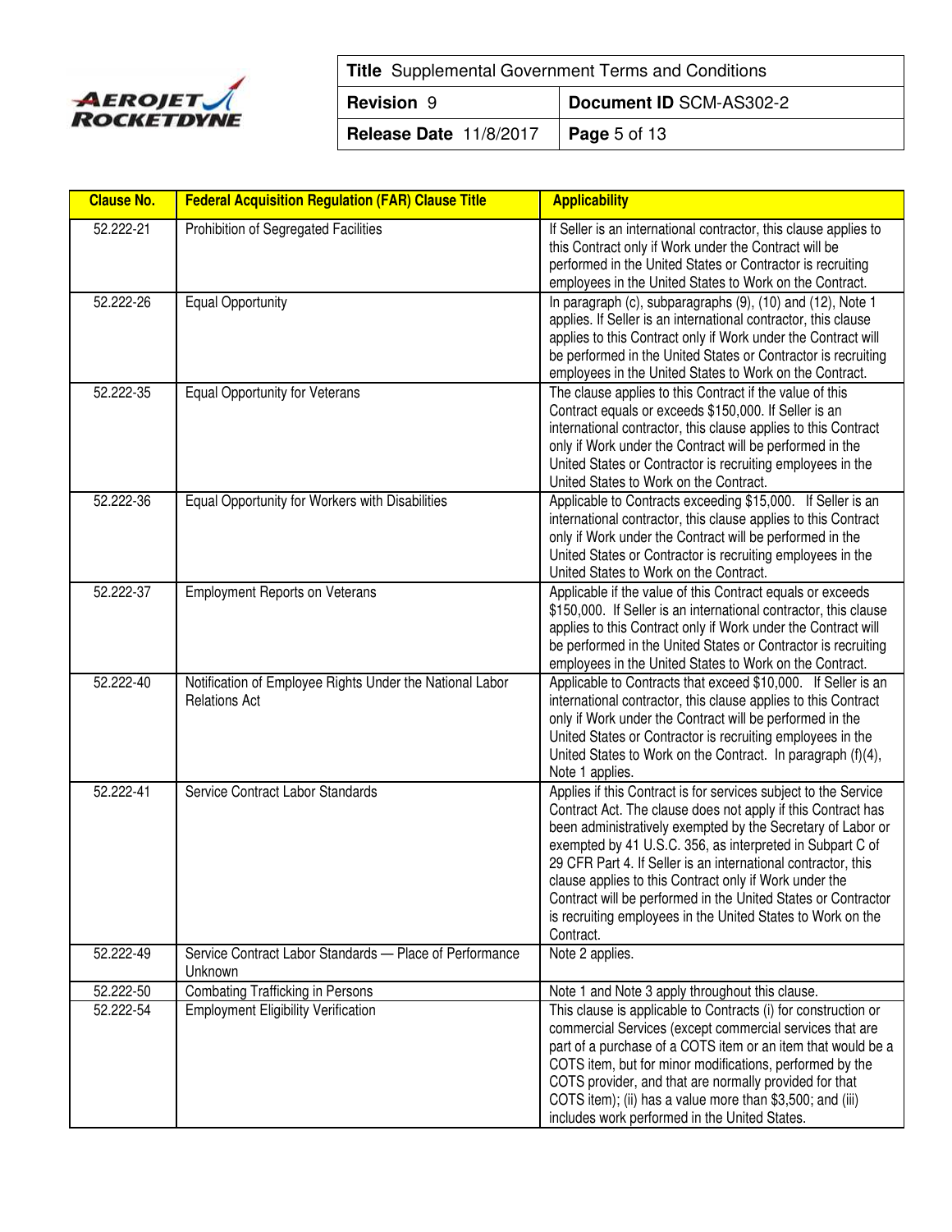| Clause No. | Federal Acquisition Regulation (FAR) Clause Title | Applicability |
| --- | --- | --- |
| 52.222-21 | Prohibition of Segregated Facilities | If Seller is an international contractor, this clause applies to this Contract only if Work under the Contract will be performed in the United States or Contractor is recruiting employees in the United States to Work on the Contract. |
| 52.222-26 | Equal Opportunity | In paragraph (c), subparagraphs (9), (10) and (12), Note 1 applies. If Seller is an international contractor, this clause applies to this Contract only if Work under the Contract will be performed in the United States or Contractor is recruiting employees in the United States to Work on the Contract. |
| 52.222-35 | Equal Opportunity for Veterans | The clause applies to this Contract if the value of this Contract equals or exceeds $150,000. If Seller is an international contractor, this clause applies to this Contract only if Work under the Contract will be performed in the United States or Contractor is recruiting employees in the United States to Work on the Contract. |
| 52.222-36 | Equal Opportunity for Workers with Disabilities | Applicable to Contracts exceeding $15,000. If Seller is an international contractor, this clause applies to this Contract only if Work under the Contract will be performed in the United States or Contractor is recruiting employees in the United States to Work on the Contract. |
| 52.222-37 | Employment Reports on Veterans | Applicable if the value of this Contract equals or exceeds $150,000. If Seller is an international contractor, this clause applies to this Contract only if Work under the Contract will be performed in the United States or Contractor is recruiting employees in the United States to Work on the Contract. |
| 52.222-40 | Notification of Employee Rights Under the National Labor Relations Act | Applicable to Contracts that exceed $10,000. If Seller is an international contractor, this clause applies to this Contract only if Work under the Contract will be performed in the United States or Contractor is recruiting employees in the United States to Work on the Contract. In paragraph (f)(4), Note 1 applies. |
| 52.222-41 | Service Contract Labor Standards | Applies if this Contract is for services subject to the Service Contract Act. The clause does not apply if this Contract has been administratively exempted by the Secretary of Labor or exempted by 41 U.S.C. 356, as interpreted in Subpart C of 29 CFR Part 4. If Seller is an international contractor, this clause applies to this Contract only if Work under the Contract will be performed in the United States or Contractor is recruiting employees in the United States to Work on the Contract. |
| 52.222-49 | Service Contract Labor Standards — Place of Performance Unknown | Note 2 applies. |
| 52.222-50 | Combating Trafficking in Persons | Note 1 and Note 3 apply throughout this clause. |
| 52.222-54 | Employment Eligibility Verification | This clause is applicable to Contracts (i) for construction or commercial Services (except commercial services that are part of a purchase of a COTS item or an item that would be a COTS item, but for minor modifications, performed by the COTS provider, and that are normally provided for that COTS item); (ii) has a value more than $3,500; and (iii) includes work performed in the United States. |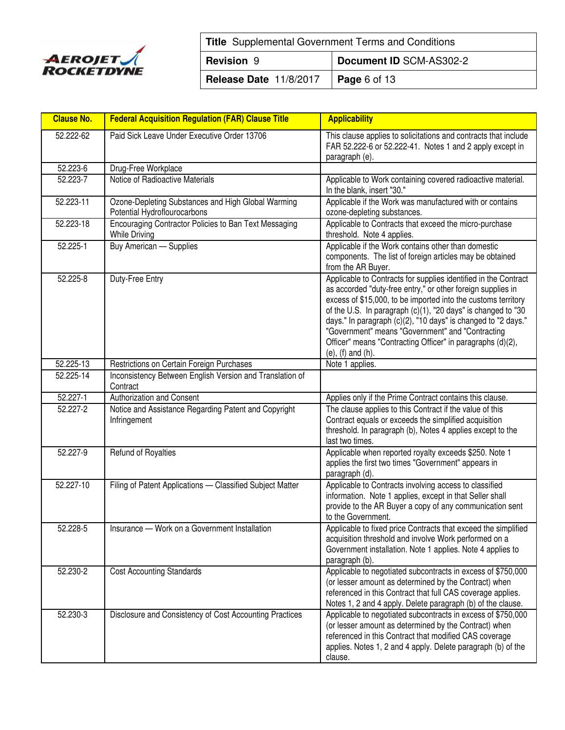| Clause No. | Federal Acquisition Regulation (FAR) Clause Title | Applicability |
| --- | --- | --- |
| 52.222-62 | Paid Sick Leave Under Executive Order 13706 | This clause applies to solicitations and contracts that include FAR 52.222-6 or 52.222-41. Notes 1 and 2 apply except in paragraph (e). |
| 52.223-6 | Drug-Free Workplace | |
| 52.223-7 | Notice of Radioactive Materials | Applicable to Work containing covered radioactive material. In the blank, insert "30." |
| 52.223-11 | Ozone-Depleting Substances and High Global Warming Potential Hydroflourocarbons | Applicable if the Work was manufactured with or contains ozone-depleting substances. |
| 52.223-18 | Encouraging Contractor Policies to Ban Text Messaging While Driving | Applicable to Contracts that exceed the micro-purchase threshold. Note 4 applies. |
| 52.225-1 | Buy American — Supplies | Applicable if the Work contains other than domestic components. The list of foreign articles may be obtained from the AR Buyer. |
| 52.225-8 | Duty-Free Entry | Applicable to Contracts for supplies identified in the Contract as accorded "duty-free entry," or other foreign supplies in excess of $15,000, to be imported into the customs territory of the U.S. In paragraph (c)(1), "20 days" is changed to "30 days." In paragraph (c)(2), "10 days" is changed to "2 days." "Government" means "Government" and "Contracting Officer" means "Contracting Officer" in paragraphs (d)(2), (e), (f) and (h). |
| 52.225-13 | Restrictions on Certain Foreign Purchases | Note 1 applies. |
| 52.225-14 | Inconsistency Between English Version and Translation of Contract | |
| 52.227-1 | Authorization and Consent | Applies only if the Prime Contract contains this clause. |
| 52.227-2 | Notice and Assistance Regarding Patent and Copyright Infringement | The clause applies to this Contract if the value of this Contract equals or exceeds the simplified acquisition threshold. In paragraph (b), Notes 4 applies except to the last two times. |
| 52.227-9 | Refund of Royalties | Applicable when reported royalty exceeds $250. Note 1 applies the first two times "Government" appears in paragraph (d). |
| 52.227-10 | Filing of Patent Applications — Classified Subject Matter | Applicable to Contracts involving access to classified information. Note 1 applies, except in that Seller shall provide to the AR Buyer a copy of any communication sent to the Government. |
| 52.228-5 | Insurance — Work on a Government Installation | Applicable to fixed price Contracts that exceed the simplified acquisition threshold and involve Work performed on a Government installation. Note 1 applies. Note 4 applies to paragraph (b). |
| 52.230-2 | Cost Accounting Standards | Applicable to negotiated subcontracts in excess of $750,000 (or lesser amount as determined by the Contract) when referenced in this Contract that full CAS coverage applies. Notes 1, 2 and 4 apply. Delete paragraph (b) of the clause. |
| 52.230-3 | Disclosure and Consistency of Cost Accounting Practices | Applicable to negotiated subcontracts in excess of $750,000 (or lesser amount as determined by the Contract) when referenced in this Contract that modified CAS coverage applies. Notes 1, 2 and 4 apply. Delete paragraph (b) of the clause. |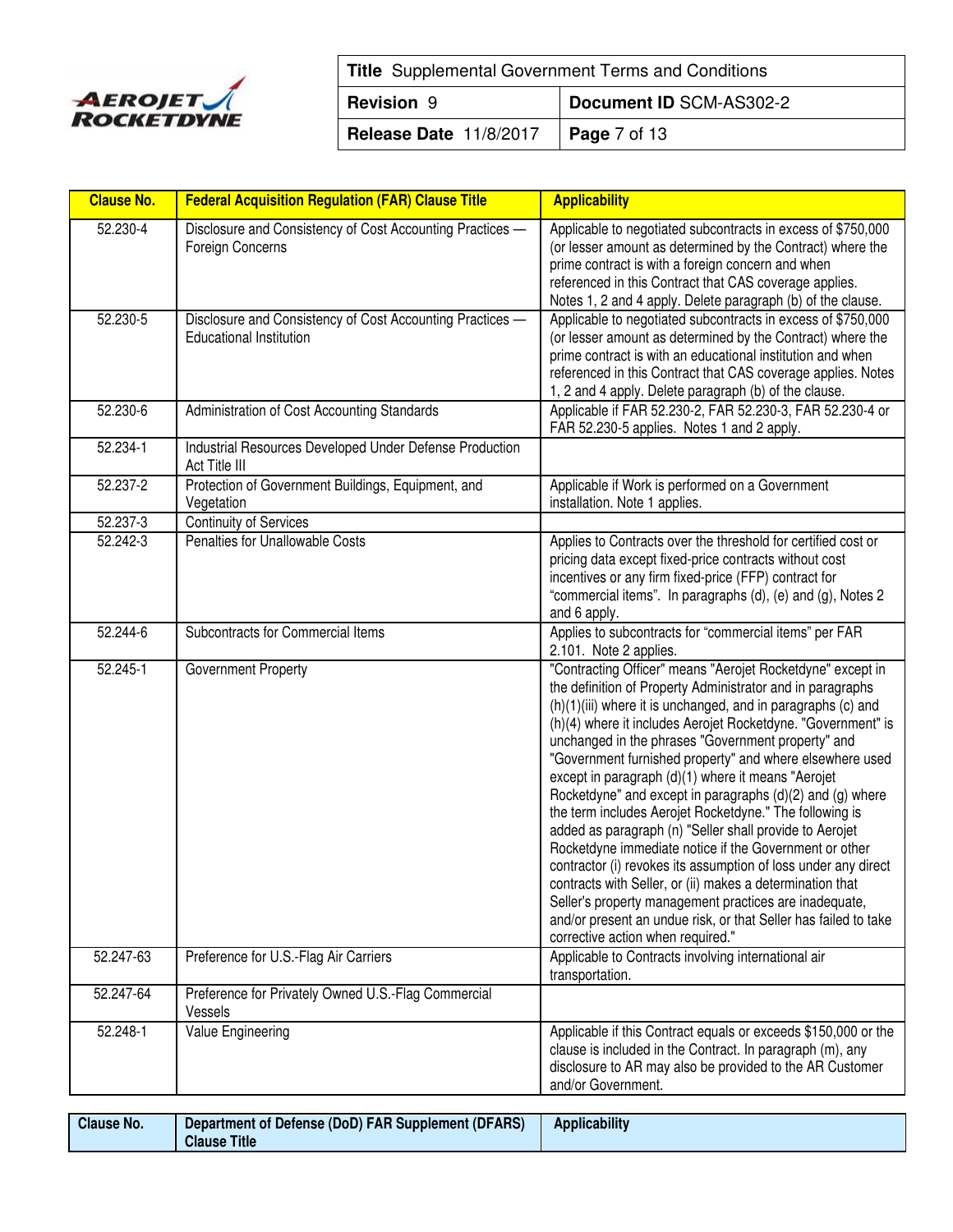| Clause No. | Federal Acquisition Regulation (FAR) Clause Title | Applicability |
|---|---|---|
| 52.230-4 | Disclosure and Consistency of Cost Accounting Practices — Foreign Concerns | Applicable to negotiated subcontracts in excess of $750,000 (or lesser amount as determined by the Contract) where the prime contract is with a foreign concern and when referenced in this Contract that CAS coverage applies. Notes 1, 2 and 4 apply. Delete paragraph (b) of the clause. |
| 52.230-5 | Disclosure and Consistency of Cost Accounting Practices — Educational Institution | Applicable to negotiated subcontracts in excess of $750,000 (or lesser amount as determined by the Contract) where the prime contract is with an educational institution and when referenced in this Contract that CAS coverage applies. Notes 1, 2 and 4 apply. Delete paragraph (b) of the clause. |
| 52.230-6 | Administration of Cost Accounting Standards | Applicable if FAR 52.230-2, FAR 52.230-3, FAR 52.230-4 or FAR 52.230-5 applies. Notes 1 and 2 apply. |
| 52.234-1 | Industrial Resources Developed Under Defense Production Act Title III | |
| 52.237-2 | Protection of Government Buildings, Equipment, and Vegetation | Applicable if Work is performed on a Government installation. Note 1 applies. |
| 52.237-3 | Continuity of Services | |
| 52.242-3 | Penalties for Unallowable Costs | Applies to Contracts over the threshold for certified cost or pricing data except fixed-price contracts without cost incentives or any firm fixed-price (FFP) contract for "commercial items". In paragraphs (d), (e) and (g), Notes 2 and 6 apply. |
| 52.244-6 | Subcontracts for Commercial Items | Applies to subcontracts for "commercial items" per FAR 2.101. Note 2 applies. |
| 52.245-1 | Government Property | "Contracting Officer" means "Aerojet Rocketdyne" except in the definition of Property Administrator and in paragraphs (h)(1)(iii) where it is unchanged, and in paragraphs (c) and (h)(4) where it includes Aerojet Rocketdyne. "Government" is unchanged in the phrases "Government property" and "Government furnished property" and where elsewhere used except in paragraph (d)(1) where it means "Aerojet Rocketdyne" and except in paragraphs (d)(2) and (g) where the term includes Aerojet Rocketdyne." The following is added as paragraph (n) "Seller shall provide to Aerojet Rocketdyne immediate notice if the Government or other contractor (i) revokes its assumption of loss under any direct contracts with Seller, or (ii) makes a determination that Seller's property management practices are inadequate, and/or present an undue risk, or that Seller has failed to take corrective action when required." |
| 52.247-63 | Preference for U.S.-Flag Air Carriers | Applicable to Contracts involving international air transportation. |
| 52.247-64 | Preference for Privately Owned U.S.-Flag Commercial Vessels | |
| 52.248-1 | Value Engineering | Applicable if this Contract equals or exceeds $150,000 or the clause is included in the Contract. In paragraph (m), any disclosure to AR may also be provided to the AR Customer and/or Government. |

| Clause No. | Department of Defense (DoD) FAR Supplement (DFARS) Clause Title | Applicability |
|---|---|---|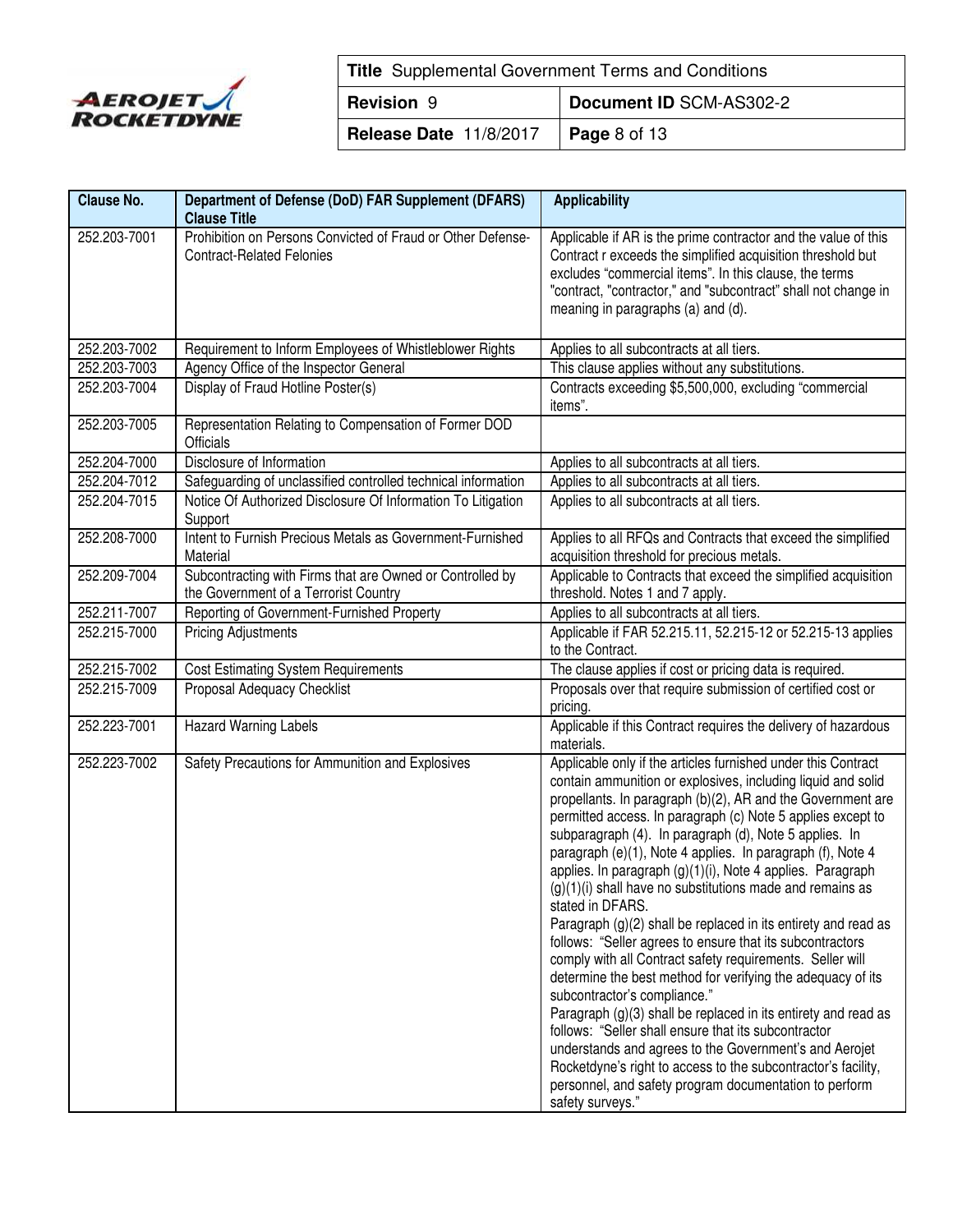| Clause No. | Department of Defense (DoD) FAR Supplement (DFARS) Clause Title | Applicability |
|---|---|---|
| 252.203-7001 | Prohibition on Persons Convicted of Fraud or Other Defense-Contract-Related Felonies | Applicable if AR is the prime contractor and the value of this Contract r exceeds the simplified acquisition threshold but excludes "commercial items". In this clause, the terms "contract, "contractor," and "subcontract" shall not change in meaning in paragraphs (a) and (d). |
| 252.203-7002 | Requirement to Inform Employees of Whistleblower Rights | Applies to all subcontracts at all tiers. |
| 252.203-7003 | Agency Office of the Inspector General | This clause applies without any substitutions. |
| 252.203-7004 | Display of Fraud Hotline Poster(s) | Contracts exceeding $5,500,000, excluding "commercial items". |
| 252.203-7005 | Representation Relating to Compensation of Former DOD Officials | |
| 252.204-7000 | Disclosure of Information | Applies to all subcontracts at all tiers. |
| 252.204-7012 | Safeguarding of unclassified controlled technical information | Applies to all subcontracts at all tiers. |
| 252.204-7015 | Notice Of Authorized Disclosure Of Information To Litigation Support | Applies to all subcontracts at all tiers. |
| 252.208-7000 | Intent to Furnish Precious Metals as Government-Furnished Material | Applies to all RFQs and Contracts that exceed the simplified acquisition threshold for precious metals. |
| 252.209-7004 | Subcontracting with Firms that are Owned or Controlled by the Government of a Terrorist Country | Applicable to Contracts that exceed the simplified acquisition threshold. Notes 1 and 7 apply. |
| 252.211-7007 | Reporting of Government-Furnished Property | Applies to all subcontracts at all tiers. |
| 252.215-7000 | Pricing Adjustments | Applicable if FAR 52.215.11, 52.215-12 or 52.215-13 applies to the Contract. |
| 252.215-7002 | Cost Estimating System Requirements | The clause applies if cost or pricing data is required. |
| 252.215-7009 | Proposal Adequacy Checklist | Proposals over that require submission of certified cost or pricing. |
| 252.223-7001 | Hazard Warning Labels | Applicable if this Contract requires the delivery of hazardous materials. |
| 252.223-7002 | Safety Precautions for Ammunition and Explosives | Applicable only if the articles furnished under this Contract contain ammunition or explosives, including liquid and solid propellants. In paragraph (b)(2), AR and the Government are permitted access. In paragraph (c) Note 5 applies except to subparagraph (4). In paragraph (d), Note 5 applies. In paragraph (e)(1), Note 4 applies. In paragraph (f), Note 4 applies. In paragraph (g)(1)(i), Note 4 applies. Paragraph (g)(1)(i) shall have no substitutions made and remains as stated in DFARS.<br>Paragraph (g)(2) shall be replaced in its entirety and read as follows: "Seller agrees to ensure that its subcontractors comply with all Contract safety requirements. Seller will determine the best method for verifying the adequacy of its subcontractor's compliance."<br>Paragraph (g)(3) shall be replaced in its entirety and read as follows: "Seller shall ensure that its subcontractor understands and agrees to the Government's and Aerojet Rocketdyne's right to access to the subcontractor's facility, personnel, and safety program documentation to perform safety surveys." |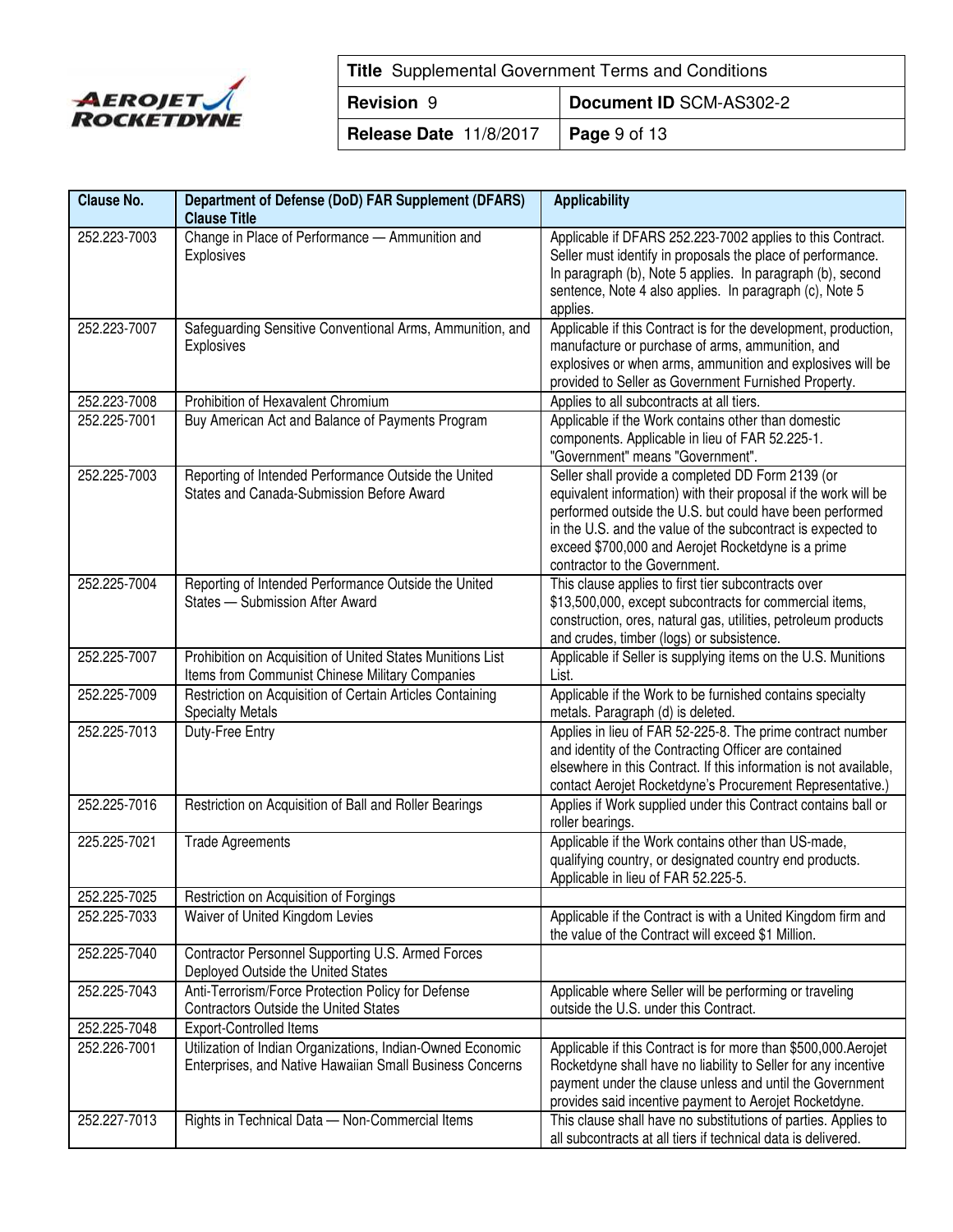| Clause No. | Department of Defense (DoD) FAR Supplement (DFARS) Clause Title | Applicability |
|---|---|---|
| 252.223-7003 | Change in Place of Performance — Ammunition and Explosives | Applicable if DFARS 252.223-7002 applies to this Contract. Seller must identify in proposals the place of performance. In paragraph (b), Note 5 applies. In paragraph (b), second sentence, Note 4 also applies. In paragraph (c), Note 5 applies. |
| 252.223-7007 | Safeguarding Sensitive Conventional Arms, Ammunition, and Explosives | Applicable if this Contract is for the development, production, manufacture or purchase of arms, ammunition, and explosives or when arms, ammunition and explosives will be provided to Seller as Government Furnished Property. |
| 252.223-7008 | Prohibition of Hexavalent Chromium | Applies to all subcontracts at all tiers. |
| 252.225-7001 | Buy American Act and Balance of Payments Program | Applicable if the Work contains other than domestic components. Applicable in lieu of FAR 52.225-1. "Government" means "Government". |
| 252.225-7003 | Reporting of Intended Performance Outside the United States and Canada-Submission Before Award | Seller shall provide a completed DD Form 2139 (or equivalent information) with their proposal if the work will be performed outside the U.S. but could have been performed in the U.S. and the value of the subcontract is expected to exceed $700,000 and Aerojet Rocketdyne is a prime contractor to the Government. |
| 252.225-7004 | Reporting of Intended Performance Outside the United States — Submission After Award | This clause applies to first tier subcontracts over $13,500,000, except subcontracts for commercial items, construction, ores, natural gas, utilities, petroleum products and crudes, timber (logs) or subsistence. |
| 252.225-7007 | Prohibition on Acquisition of United States Munitions List Items from Communist Chinese Military Companies | Applicable if Seller is supplying items on the U.S. Munitions List. |
| 252.225-7009 | Restriction on Acquisition of Certain Articles Containing Specialty Metals | Applicable if the Work to be furnished contains specialty metals. Paragraph (d) is deleted. |
| 252.225-7013 | Duty-Free Entry | Applies in lieu of FAR 52-225-8. The prime contract number and identity of the Contracting Officer are contained elsewhere in this Contract. If this information is not available, contact Aerojet Rocketdyne's Procurement Representative.) |
| 252.225-7016 | Restriction on Acquisition of Ball and Roller Bearings | Applies if Work supplied under this Contract contains ball or roller bearings. |
| 225.225-7021 | Trade Agreements | Applicable if the Work contains other than US-made, qualifying country, or designated country end products. Applicable in lieu of FAR 52.225-5. |
| 252.225-7025 | Restriction on Acquisition of Forgings | |
| 252.225-7033 | Waiver of United Kingdom Levies | Applicable if the Contract is with a United Kingdom firm and the value of the Contract will exceed $1 Million. |
| 252.225-7040 | Contractor Personnel Supporting U.S. Armed Forces Deployed Outside the United States | |
| 252.225-7043 | Anti-Terrorism/Force Protection Policy for Defense Contractors Outside the United States | Applicable where Seller will be performing or traveling outside the U.S. under this Contract. |
| 252.225-7048 | Export-Controlled Items | |
| 252.226-7001 | Utilization of Indian Organizations, Indian-Owned Economic Enterprises, and Native Hawaiian Small Business Concerns | Applicable if this Contract is for more than $500,000.Aerojet Rocketdyne shall have no liability to Seller for any incentive payment under the clause unless and until the Government provides said incentive payment to Aerojet Rocketdyne. |
| 252.227-7013 | Rights in Technical Data — Non-Commercial Items | This clause shall have no substitutions of parties. Applies to all subcontracts at all tiers if technical data is delivered. |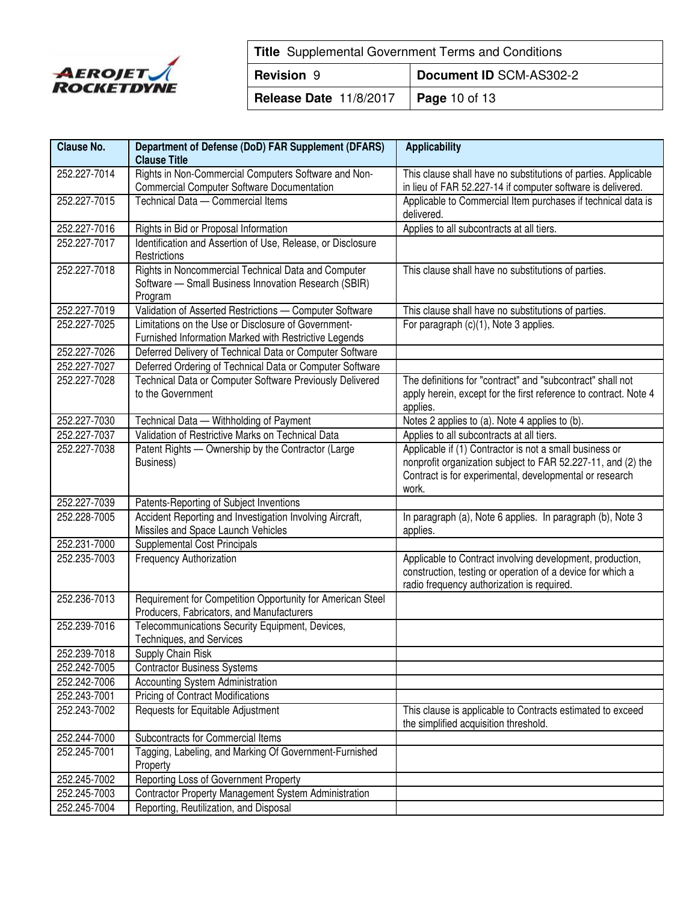| Clause No. | Department of Defense (DoD) FAR Supplement (DFARS) Clause Title | Applicability |
|---|---|---|
| 252.227-7014 | Rights in Non-Commercial Computers Software and Non-Commercial Computer Software Documentation | This clause shall have no substitutions of parties. Applicable in lieu of FAR 52.227-14 if computer software is delivered. |
| 252.227-7015 | Technical Data — Commercial Items | Applicable to Commercial Item purchases if technical data is delivered. |
| 252.227-7016 | Rights in Bid or Proposal Information | Applies to all subcontracts at all tiers. |
| 252.227-7017 | Identification and Assertion of Use, Release, or Disclosure Restrictions | |
| 252.227-7018 | Rights in Noncommercial Technical Data and Computer Software — Small Business Innovation Research (SBIR) Program | This clause shall have no substitutions of parties. |
| 252.227-7019 | Validation of Asserted Restrictions — Computer Software | This clause shall have no substitutions of parties. |
| 252.227-7025 | Limitations on the Use or Disclosure of Government-Furnished Information Marked with Restrictive Legends | For paragraph (c)(1), Note 3 applies. |
| 252.227-7026 | Deferred Delivery of Technical Data or Computer Software | |
| 252.227-7027 | Deferred Ordering of Technical Data or Computer Software | |
| 252.227-7028 | Technical Data or Computer Software Previously Delivered to the Government | The definitions for "contract" and "subcontract" shall not apply herein, except for the first reference to contract. Note 4 applies. |
| 252.227-7030 | Technical Data — Withholding of Payment | Notes 2 applies to (a). Note 4 applies to (b). |
| 252.227-7037 | Validation of Restrictive Marks on Technical Data | Applies to all subcontracts at all tiers. |
| 252.227-7038 | Patent Rights — Ownership by the Contractor (Large Business) | Applicable if (1) Contractor is not a small business or nonprofit organization subject to FAR 52.227-11, and (2) the Contract is for experimental, developmental or research work. |
| 252.227-7039 | Patents-Reporting of Subject Inventions | |
| 252.228-7005 | Accident Reporting and Investigation Involving Aircraft, Missiles and Space Launch Vehicles | In paragraph (a), Note 6 applies. In paragraph (b), Note 3 applies. |
| 252.231-7000 | Supplemental Cost Principals | |
| 252.235-7003 | Frequency Authorization | Applicable to Contract involving development, production, construction, testing or operation of a device for which a radio frequency authorization is required. |
| 252.236-7013 | Requirement for Competition Opportunity for American Steel Producers, Fabricators, and Manufacturers | |
| 252.239-7016 | Telecommunications Security Equipment, Devices, Techniques, and Services | |
| 252.239-7018 | Supply Chain Risk | |
| 252.242-7005 | Contractor Business Systems | |
| 252.242-7006 | Accounting System Administration | |
| 252.243-7001 | Pricing of Contract Modifications | |
| 252.243-7002 | Requests for Equitable Adjustment | This clause is applicable to Contracts estimated to exceed the simplified acquisition threshold. |
| 252.244-7000 | Subcontracts for Commercial Items | |
| 252.245-7001 | Tagging, Labeling, and Marking Of Government-Furnished Property | |
| 252.245-7002 | Reporting Loss of Government Property | |
| 252.245-7003 | Contractor Property Management System Administration | |
| 252.245-7004 | Reporting, Reutilization, and Disposal | |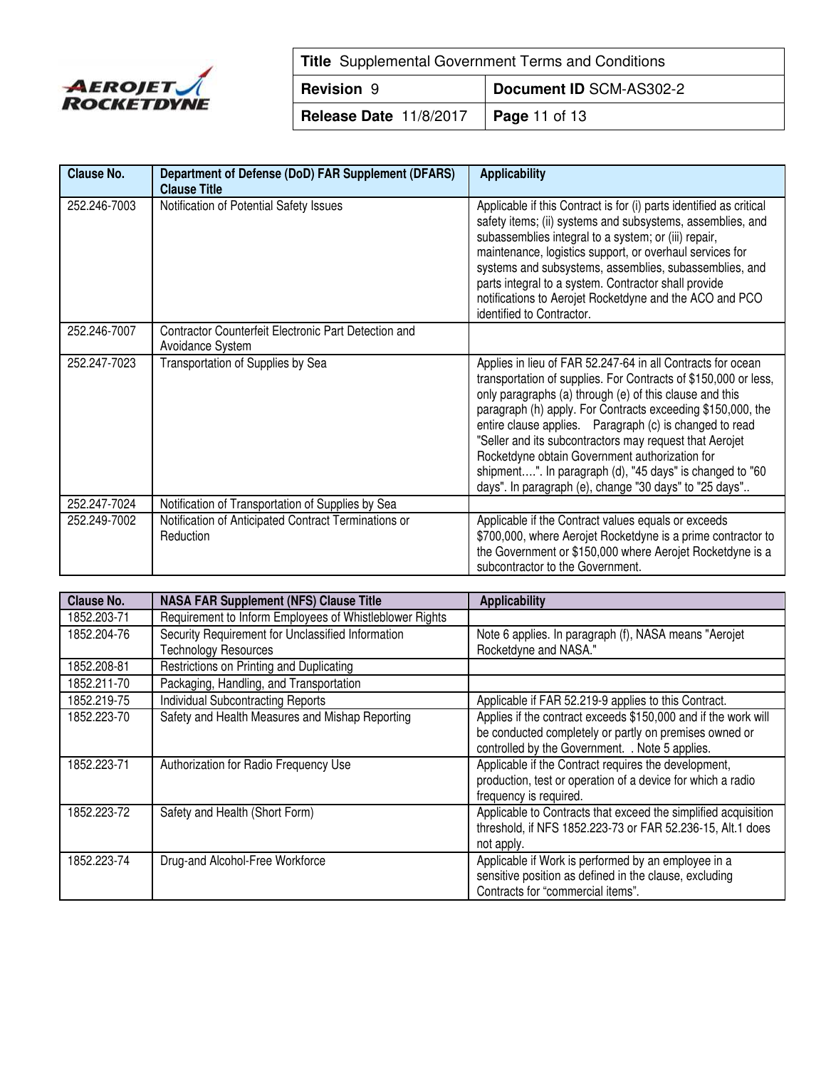| Clause No. | Department of Defense (DoD) FAR Supplement (DFARS) Clause Title | Applicability |
|---|---|---|
| 252.246-7003 | Notification of Potential Safety Issues | Applicable if this Contract is for (i) parts identified as critical safety items; (ii) systems and subsystems, assemblies, and subassemblies integral to a system; or (iii) repair, maintenance, logistics support, or overhaul services for systems and subsystems, assemblies, subassemblies, and parts integral to a system. Contractor shall provide notifications to Aerojet Rocketdyne and the ACO and PCO identified to Contractor. |
| 252.246-7007 | Contractor Counterfeit Electronic Part Detection and Avoidance System | |
| 252.247-7023 | Transportation of Supplies by Sea | Applies in lieu of FAR 52.247-64 in all Contracts for ocean transportation of supplies. For Contracts of $150,000 or less, only paragraphs (a) through (e) of this clause and this paragraph (h) apply. For Contracts exceeding $150,000, the entire clause applies. Paragraph (c) is changed to read "Seller and its subcontractors may request that Aerojet Rocketdyne obtain Government authorization for shipment….". In paragraph (d), "45 days" is changed to "60 days". In paragraph (e), change "30 days" to "25 days".. |
| 252.247-7024 | Notification of Transportation of Supplies by Sea | |
| 252.249-7002 | Notification of Anticipated Contract Terminations or Reduction | Applicable if the Contract values equals or exceeds $700,000, where Aerojet Rocketdyne is a prime contractor to the Government or $150,000 where Aerojet Rocketdyne is a subcontractor to the Government. |

| Clause No. | NASA FAR Supplement (NFS) Clause Title | Applicability |
|---|---|---|
| 1852.203-71 | Requirement to Inform Employees of Whistleblower Rights | |
| 1852.204-76 | Security Requirement for Unclassified Information Technology Resources | Note 6 applies. In paragraph (f), NASA means "Aerojet Rocketdyne and NASA." |
| 1852.208-81 | Restrictions on Printing and Duplicating | |
| 1852.211-70 | Packaging, Handling, and Transportation | |
| 1852.219-75 | Individual Subcontracting Reports | Applicable if FAR 52.219-9 applies to this Contract. |
| 1852.223-70 | Safety and Health Measures and Mishap Reporting | Applies if the contract exceeds $150,000 and if the work will be conducted completely or partly on premises owned or controlled by the Government. . Note 5 applies. |
| 1852.223-71 | Authorization for Radio Frequency Use | Applicable if the Contract requires the development, production, test or operation of a device for which a radio frequency is required. |
| 1852.223-72 | Safety and Health (Short Form) | Applicable to Contracts that exceed the simplified acquisition threshold, if NFS 1852.223-73 or FAR 52.236-15, Alt.1 does not apply. |
| 1852.223-74 | Drug-and Alcohol-Free Workforce | Applicable if Work is performed by an employee in a sensitive position as defined in the clause, excluding Contracts for "commercial items". |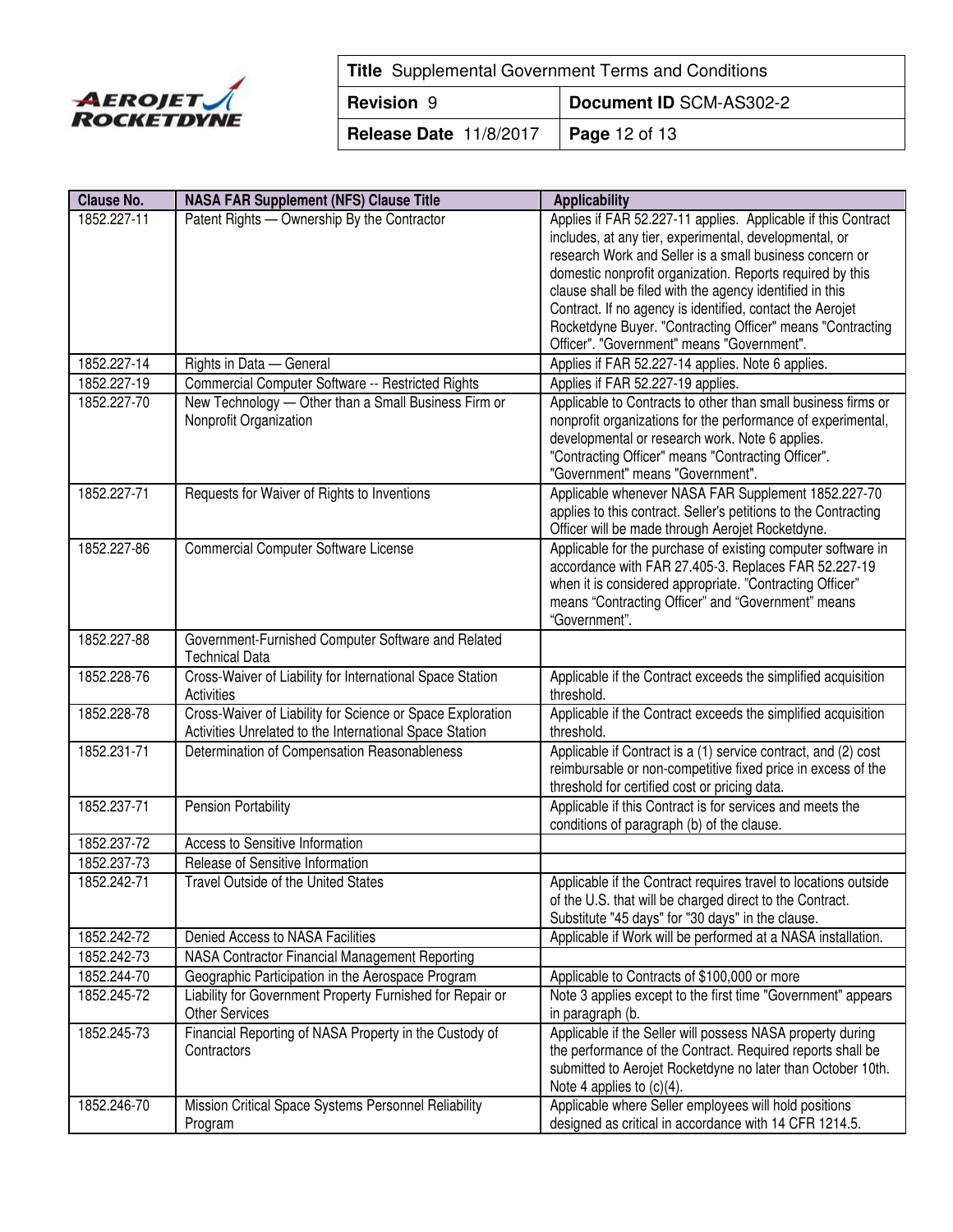| Clause No. | NASA FAR Supplement (NFS) Clause Title | Applicability |
|---|---|---|
| 1852.227-11 | Patent Rights — Ownership By the Contractor | Applies if FAR 52.227-11 applies. Applicable if this Contract includes, at any tier, experimental, developmental, or research Work and Seller is a small business concern or domestic nonprofit organization. Reports required by this clause shall be filed with the agency identified in this Contract. If no agency is identified, contact the Aerojet Rocketdyne Buyer. "Contracting Officer" means "Contracting Officer". "Government" means "Government". |
| 1852.227-14 | Rights in Data — General | Applies if FAR 52.227-14 applies. Note 6 applies. |
| 1852.227-19 | Commercial Computer Software -- Restricted Rights | Applies if FAR 52.227-19 applies. |
| 1852.227-70 | New Technology — Other than a Small Business Firm or Nonprofit Organization | Applicable to Contracts to other than small business firms or nonprofit organizations for the performance of experimental, developmental or research work. Note 6 applies. "Contracting Officer" means "Contracting Officer". "Government" means "Government". |
| 1852.227-71 | Requests for Waiver of Rights to Inventions | Applicable whenever NASA FAR Supplement 1852.227-70 applies to this contract. Seller's petitions to the Contracting Officer will be made through Aerojet Rocketdyne. |
| 1852.227-86 | Commercial Computer Software License | Applicable for the purchase of existing computer software in accordance with FAR 27.405-3. Replaces FAR 52.227-19 when it is considered appropriate. "Contracting Officer" means "Contracting Officer" and "Government" means "Government". |
| 1852.227-88 | Government-Furnished Computer Software and Related Technical Data | |
| 1852.228-76 | Cross-Waiver of Liability for International Space Station Activities | Applicable if the Contract exceeds the simplified acquisition threshold. |
| 1852.228-78 | Cross-Waiver of Liability for Science or Space Exploration Activities Unrelated to the International Space Station | Applicable if the Contract exceeds the simplified acquisition threshold. |
| 1852.231-71 | Determination of Compensation Reasonableness | Applicable if Contract is a (1) service contract, and (2) cost reimbursable or non-competitive fixed price in excess of the threshold for certified cost or pricing data. |
| 1852.237-71 | Pension Portability | Applicable if this Contract is for services and meets the conditions of paragraph (b) of the clause. |
| 1852.237-72 | Access to Sensitive Information | |
| 1852.237-73 | Release of Sensitive Information | |
| 1852.242-71 | Travel Outside of the United States | Applicable if the Contract requires travel to locations outside of the U.S. that will be charged direct to the Contract. Substitute "45 days" for "30 days" in the clause. |
| 1852.242-72 | Denied Access to NASA Facilities | Applicable if Work will be performed at a NASA installation. |
| 1852.242-73 | NASA Contractor Financial Management Reporting | |
| 1852.244-70 | Geographic Participation in the Aerospace Program | Applicable to Contracts of $100,000 or more |
| 1852.245-72 | Liability for Government Property Furnished for Repair or Other Services | Note 3 applies except to the first time "Government" appears in paragraph (b. |
| 1852.245-73 | Financial Reporting of NASA Property in the Custody of Contractors | Applicable if the Seller will possess NASA property during the performance of the Contract. Required reports shall be submitted to Aerojet Rocketdyne no later than October 10th. Note 4 applies to (c)(4). |
| 1852.246-70 | Mission Critical Space Systems Personnel Reliability Program | Applicable where Seller employees will hold positions designed as critical in accordance with 14 CFR 1214.5. |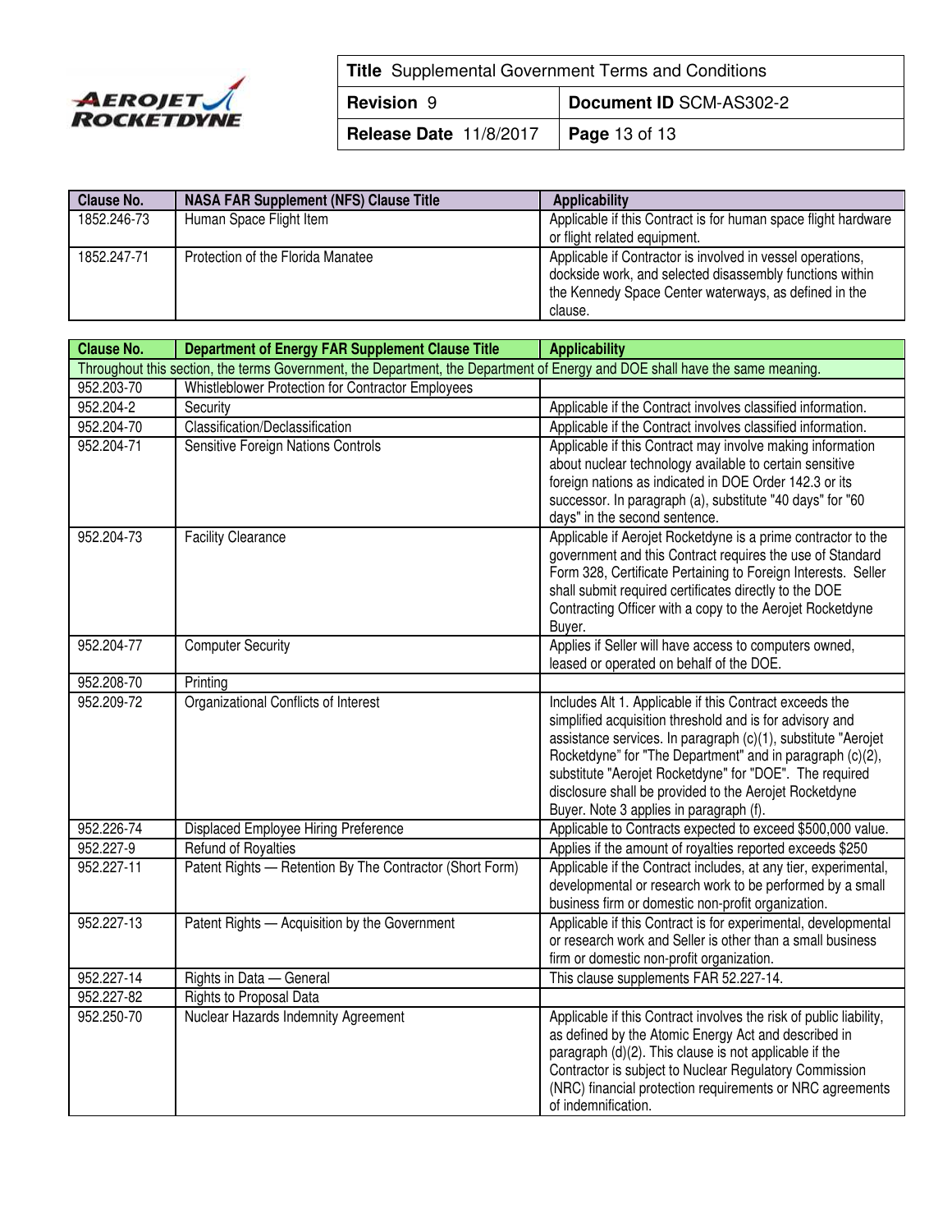| Clause No. | NASA FAR Supplement (NFS) Clause Title | Applicability |
| --- | --- | --- |
| 1852.246-73 | Human Space Flight Item | Applicable if this Contract is for human space flight hardware or flight related equipment. |
| 1852.247-71 | Protection of the Florida Manatee | Applicable if Contractor is involved in vessel operations, dockside work, and selected disassembly functions within the Kennedy Space Center waterways, as defined in the clause. |

| Clause No. | Department of Energy FAR Supplement Clause Title | Applicability |
| --- | --- | --- |
| Throughout this section, the terms Government, the Department, the Department of Energy and DOE shall have the same meaning. | | |
| 952.203-70 | Whistleblower Protection for Contractor Employees | |
| 952.204-2 | Security | Applicable if the Contract involves classified information. |
| 952.204-70 | Classification/Declassification | Applicable if the Contract involves classified information. |
| 952.204-71 | Sensitive Foreign Nations Controls | Applicable if this Contract may involve making information about nuclear technology available to certain sensitive foreign nations as indicated in DOE Order 142.3 or its successor. In paragraph (a), substitute "40 days" for "60 days" in the second sentence. |
| 952.204-73 | Facility Clearance | Applicable if Aerojet Rocketdyne is a prime contractor to the government and this Contract requires the use of Standard Form 328, Certificate Pertaining to Foreign Interests. Seller shall submit required certificates directly to the DOE Contracting Officer with a copy to the Aerojet Rocketdyne Buyer. |
| 952.204-77 | Computer Security | Applies if Seller will have access to computers owned, leased or operated on behalf of the DOE. |
| 952.208-70 | Printing | |
| 952.209-72 | Organizational Conflicts of Interest | Includes Alt 1. Applicable if this Contract exceeds the simplified acquisition threshold and is for advisory and assistance services. In paragraph (c)(1), substitute "Aerojet Rocketdyne" for "The Department" and in paragraph (c)(2), substitute "Aerojet Rocketdyne" for "DOE". The required disclosure shall be provided to the Aerojet Rocketdyne Buyer. Note 3 applies in paragraph (f). |
| 952.226-74 | Displaced Employee Hiring Preference | Applicable to Contracts expected to exceed $500,000 value. |
| 952.227-9 | Refund of Royalties | Applies if the amount of royalties reported exceeds $250 |
| 952.227-11 | Patent Rights — Retention By The Contractor (Short Form) | Applicable if the Contract includes, at any tier, experimental, developmental or research work to be performed by a small business firm or domestic non-profit organization. |
| 952.227-13 | Patent Rights — Acquisition by the Government | Applicable if this Contract is for experimental, developmental or research work and Seller is other than a small business firm or domestic non-profit organization. |
| 952.227-14 | Rights in Data — General | This clause supplements FAR 52.227-14. |
| 952.227-82 | Rights to Proposal Data | |
| 952.250-70 | Nuclear Hazards Indemnity Agreement | Applicable if this Contract involves the risk of public liability, as defined by the Atomic Energy Act and described in paragraph (d)(2). This clause is not applicable if the Contractor is subject to Nuclear Regulatory Commission (NRC) financial protection requirements or NRC agreements of indemnification. |